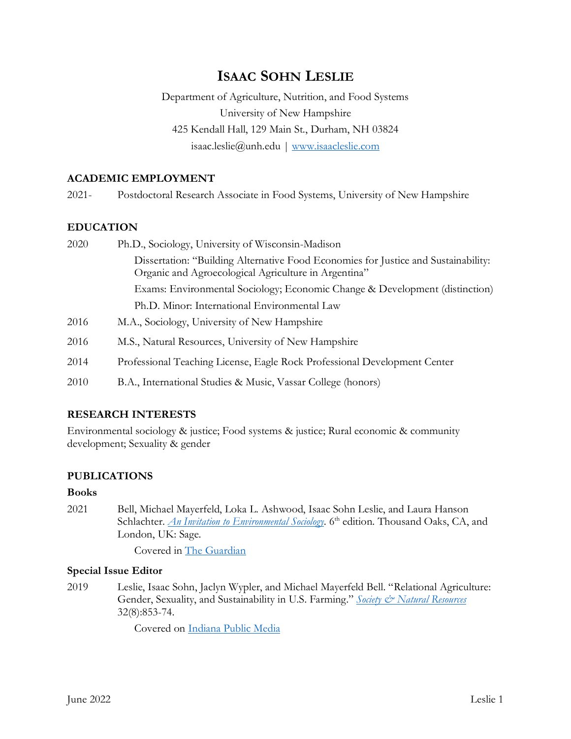# ISAAC SOHN LESLIE

Department of Agriculture, Nutrition, and Food Systems
University of New Hampshire
425 Kendall Hall, 129 Main St., Durham, NH 03824
isaac.leslie@unh.edu | [www.isaacleslie.com](www.isaacleslie.com)

## ACADEMIC EMPLOYMENT

2021- Postdoctoral Research Associate in Food Systems, University of New Hampshire

## EDUCATION

2020 Ph.D., Sociology, University of Wisconsin-Madison

Dissertation: "Building Alternative Food Economies for Justice and Sustainability: Organic and Agroecological Agriculture in Argentina"

Exams: Environmental Sociology; Economic Change & Development (distinction)

Ph.D. Minor: International Environmental Law

2016 M.A., Sociology, University of New Hampshire

2016 M.S., Natural Resources, University of New Hampshire

2014 Professional Teaching License, Eagle Rock Professional Development Center

2010 B.A., International Studies & Music, Vassar College (honors)

## RESEARCH INTERESTS

Environmental sociology & justice; Food systems & justice; Rural economic & community development; Sexuality & gender

## PUBLICATIONS

### Books

2021 Bell, Michael Mayerfeld, Loka L. Ashwood, Isaac Sohn Leslie, and Laura Hanson Schlachter. *[An Invitation to Environmental Sociology](#)*. 6th edition. Thousand Oaks, CA, and London, UK: Sage.

Covered in [The Guardian](#)

### Special Issue Editor

2019 Leslie, Isaac Sohn, Jaclyn Wypler, and Michael Mayerfeld Bell. "Relational Agriculture: Gender, Sexuality, and Sustainability in U.S. Farming." *[Society & Natural Resources](#)* 32(8):853-74.

Covered on [Indiana Public Media](#)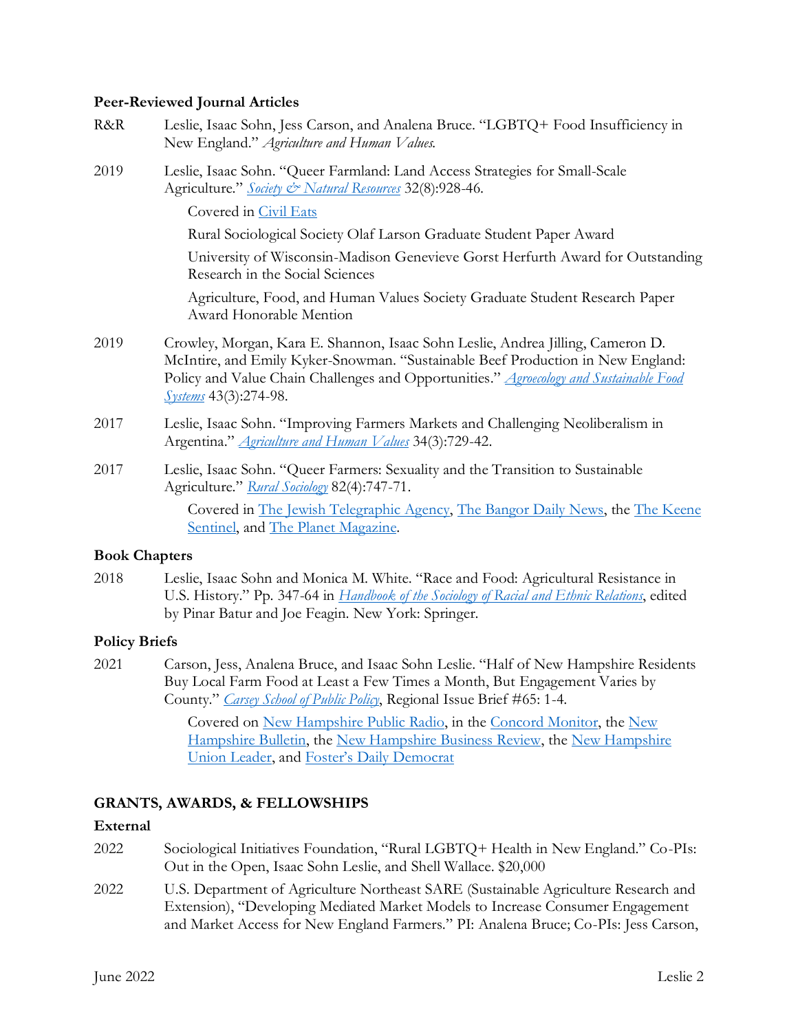### Peer-Reviewed Journal Articles

R&R — Leslie, Isaac Sohn, Jess Carson, and Analena Bruce. "LGBTQ+ Food Insufficiency in New England." *Agriculture and Human Values.*

2019 — Leslie, Isaac Sohn. "Queer Farmland: Land Access Strategies for Small-Scale Agriculture." [*Society & Natural Resources*]() 32(8):928-46.

- Covered in [Civil Eats]()
- Rural Sociological Society Olaf Larson Graduate Student Paper Award
- University of Wisconsin-Madison Genevieve Gorst Herfurth Award for Outstanding Research in the Social Sciences
- Agriculture, Food, and Human Values Society Graduate Student Research Paper Award Honorable Mention

2019 — Crowley, Morgan, Kara E. Shannon, Isaac Sohn Leslie, Andrea Jilling, Cameron D. McIntire, and Emily Kyker-Snowman. "Sustainable Beef Production in New England: Policy and Value Chain Challenges and Opportunities." [*Agroecology and Sustainable Food Systems*]() 43(3):274-98.

2017 — Leslie, Isaac Sohn. "Improving Farmers Markets and Challenging Neoliberalism in Argentina." [*Agriculture and Human Values*]() 34(3):729-42.

2017 — Leslie, Isaac Sohn. "Queer Farmers: Sexuality and the Transition to Sustainable Agriculture." [*Rural Sociology*]() 82(4):747-71.

- Covered in [The Jewish Telegraphic Agency](), [The Bangor Daily News](), the [The Keene Sentinel](), and [The Planet Magazine]().

### Book Chapters

2018 — Leslie, Isaac Sohn and Monica M. White. "Race and Food: Agricultural Resistance in U.S. History." Pp. 347-64 in [*Handbook of the Sociology of Racial and Ethnic Relations*](), edited by Pinar Batur and Joe Feagin. New York: Springer.

### Policy Briefs

2021 — Carson, Jess, Analena Bruce, and Isaac Sohn Leslie. "Half of New Hampshire Residents Buy Local Farm Food at Least a Few Times a Month, But Engagement Varies by County." [*Carsey School of Public Policy*](), Regional Issue Brief #65: 1-4.

- Covered on [New Hampshire Public Radio](), in the [Concord Monitor](), the [New Hampshire Bulletin](), the [New Hampshire Business Review](), the [New Hampshire Union Leader](), and [Foster's Daily Democrat]()

## GRANTS, AWARDS, & FELLOWSHIPS

### External

2022 — Sociological Initiatives Foundation, "Rural LGBTQ+ Health in New England." Co-PIs: Out in the Open, Isaac Sohn Leslie, and Shell Wallace. $20,000

2022 — U.S. Department of Agriculture Northeast SARE (Sustainable Agriculture Research and Extension), "Developing Mediated Market Models to Increase Consumer Engagement and Market Access for New England Farmers." PI: Analena Bruce; Co-PIs: Jess Carson,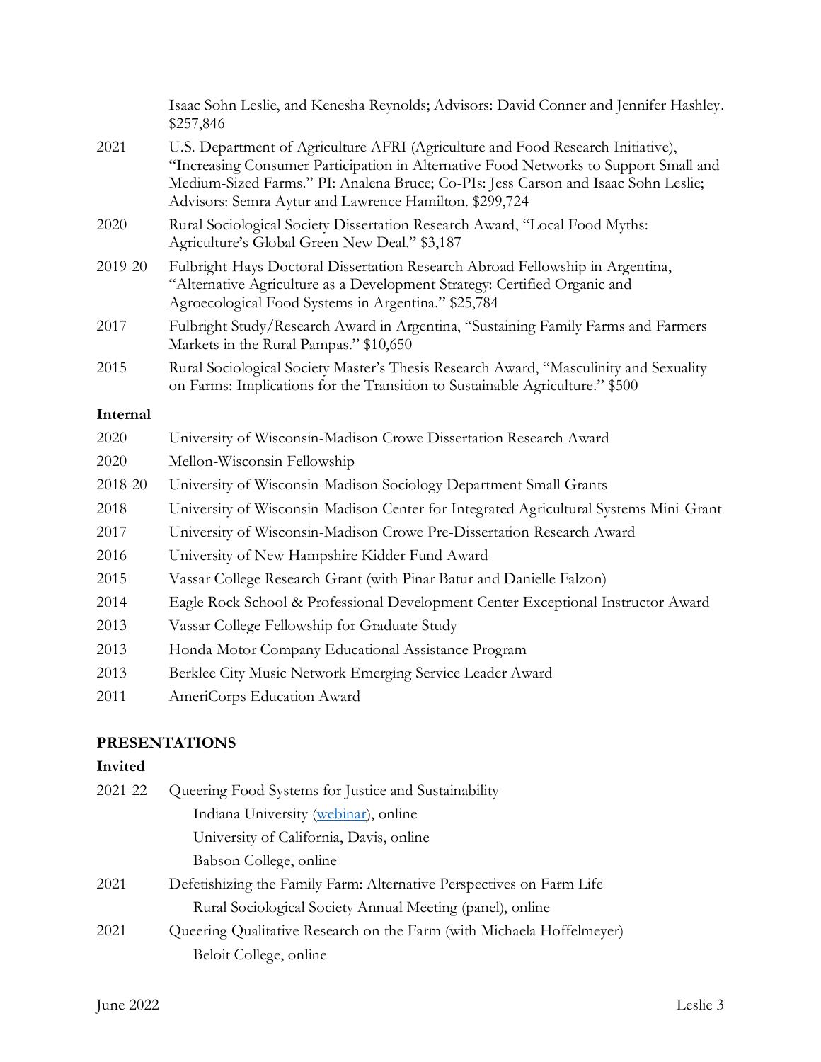| | |
|---|---|
| | Isaac Sohn Leslie, and Kenesha Reynolds; Advisors: David Conner and Jennifer Hashley. $257,846 |
| 2021 | U.S. Department of Agriculture AFRI (Agriculture and Food Research Initiative), "Increasing Consumer Participation in Alternative Food Networks to Support Small and Medium-Sized Farms." PI: Analena Bruce; Co-PIs: Jess Carson and Isaac Sohn Leslie; Advisors: Semra Aytur and Lawrence Hamilton. $299,724 |
| 2020 | Rural Sociological Society Dissertation Research Award, "Local Food Myths: Agriculture's Global Green New Deal." $3,187 |
| 2019-20 | Fulbright-Hays Doctoral Dissertation Research Abroad Fellowship in Argentina, "Alternative Agriculture as a Development Strategy: Certified Organic and Agroecological Food Systems in Argentina." $25,784 |
| 2017 | Fulbright Study/Research Award in Argentina, "Sustaining Family Farms and Farmers Markets in the Rural Pampas." $10,650 |
| 2015 | Rural Sociological Society Master's Thesis Research Award, "Masculinity and Sexuality on Farms: Implications for the Transition to Sustainable Agriculture." $500 |

**Internal**

| | |
|---|---|
| 2020 | University of Wisconsin-Madison Crowe Dissertation Research Award |
| 2020 | Mellon-Wisconsin Fellowship |
| 2018-20 | University of Wisconsin-Madison Sociology Department Small Grants |
| 2018 | University of Wisconsin-Madison Center for Integrated Agricultural Systems Mini-Grant |
| 2017 | University of Wisconsin-Madison Crowe Pre-Dissertation Research Award |
| 2016 | University of New Hampshire Kidder Fund Award |
| 2015 | Vassar College Research Grant (with Pinar Batur and Danielle Falzon) |
| 2014 | Eagle Rock School & Professional Development Center Exceptional Instructor Award |
| 2013 | Vassar College Fellowship for Graduate Study |
| 2013 | Honda Motor Company Educational Assistance Program |
| 2013 | Berklee City Music Network Emerging Service Leader Award |
| 2011 | AmeriCorps Education Award |

## PRESENTATIONS

**Invited**

2021-22 Queering Food Systems for Justice and Sustainability
- Indiana University (webinar), online
- University of California, Davis, online
- Babson College, online

2021 Defetishizing the Family Farm: Alternative Perspectives on Farm Life
- Rural Sociological Society Annual Meeting (panel), online

2021 Queering Qualitative Research on the Farm (with Michaela Hoffelmeyer)
- Beloit College, online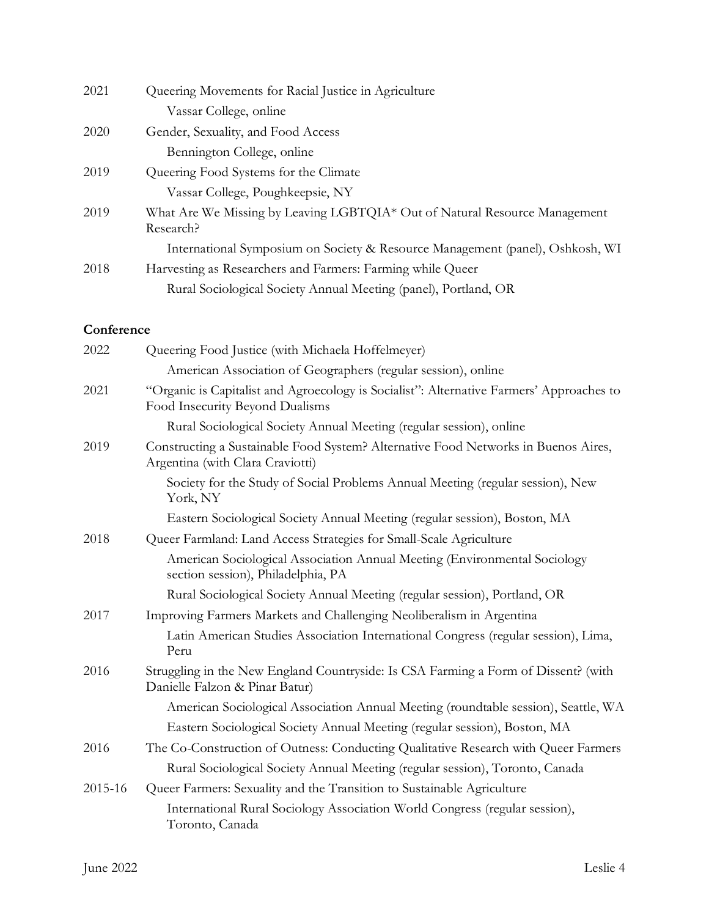2021 Queering Movements for Racial Justice in Agriculture
  Vassar College, online

2020 Gender, Sexuality, and Food Access
  Bennington College, online

2019 Queering Food Systems for the Climate
  Vassar College, Poughkeepsie, NY

2019 What Are We Missing by Leaving LGBTQIA* Out of Natural Resource Management Research?
  International Symposium on Society & Resource Management (panel), Oshkosh, WI

2018 Harvesting as Researchers and Farmers: Farming while Queer
  Rural Sociological Society Annual Meeting (panel), Portland, OR

**Conference**

2022 Queering Food Justice (with Michaela Hoffelmeyer)
  American Association of Geographers (regular session), online

2021 "Organic is Capitalist and Agroecology is Socialist": Alternative Farmers' Approaches to Food Insecurity Beyond Dualisms
  Rural Sociological Society Annual Meeting (regular session), online

2019 Constructing a Sustainable Food System? Alternative Food Networks in Buenos Aires, Argentina (with Clara Craviotti)
  Society for the Study of Social Problems Annual Meeting (regular session), New York, NY
  Eastern Sociological Society Annual Meeting (regular session), Boston, MA

2018 Queer Farmland: Land Access Strategies for Small-Scale Agriculture
  American Sociological Association Annual Meeting (Environmental Sociology section session), Philadelphia, PA
  Rural Sociological Society Annual Meeting (regular session), Portland, OR

2017 Improving Farmers Markets and Challenging Neoliberalism in Argentina
  Latin American Studies Association International Congress (regular session), Lima, Peru

2016 Struggling in the New England Countryside: Is CSA Farming a Form of Dissent? (with Danielle Falzon & Pinar Batur)
  American Sociological Association Annual Meeting (roundtable session), Seattle, WA
  Eastern Sociological Society Annual Meeting (regular session), Boston, MA

2016 The Co-Construction of Outness: Conducting Qualitative Research with Queer Farmers
  Rural Sociological Society Annual Meeting (regular session), Toronto, Canada

2015-16 Queer Farmers: Sexuality and the Transition to Sustainable Agriculture
  International Rural Sociology Association World Congress (regular session), Toronto, Canada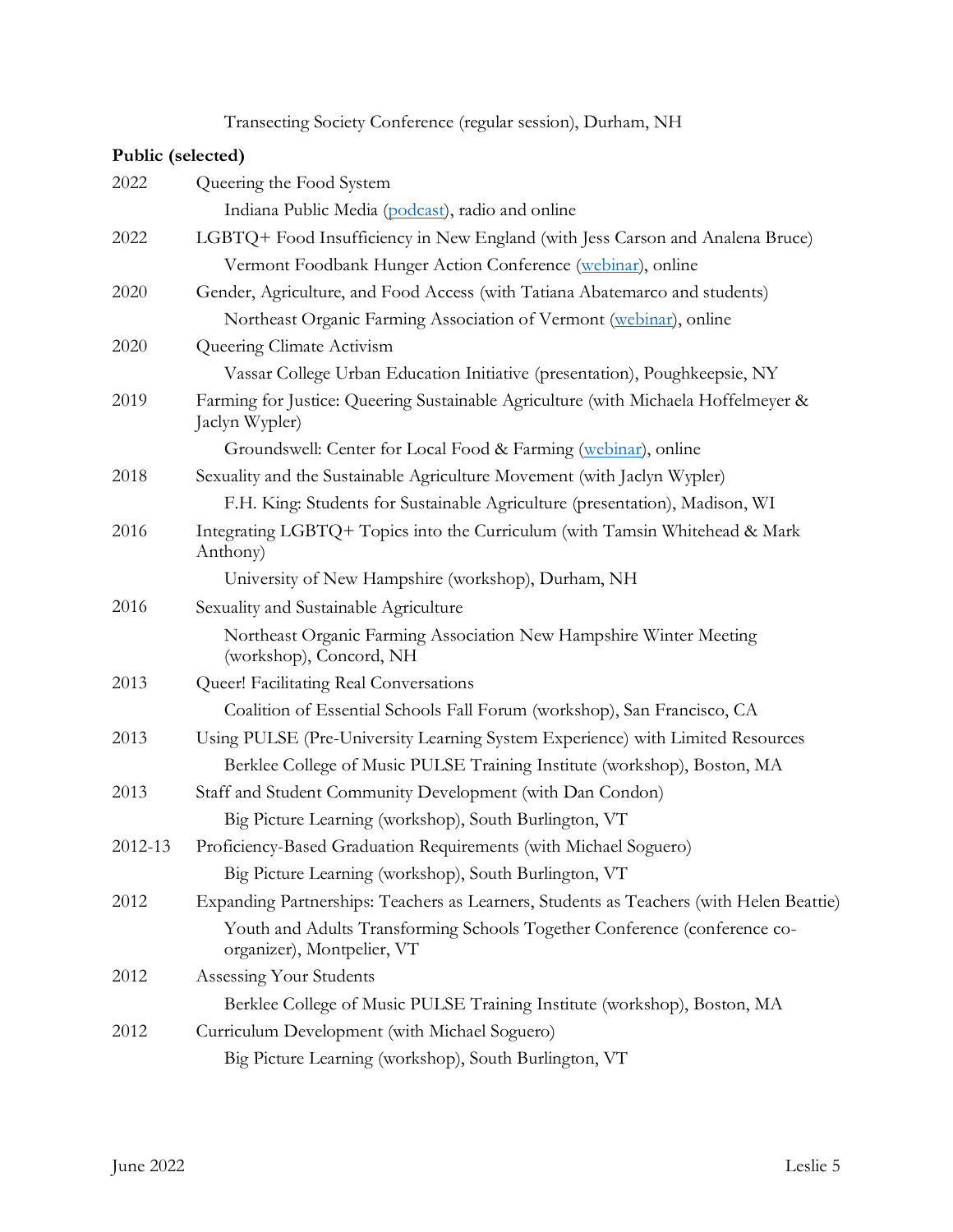Transecting Society Conference (regular session), Durham, NH

**Public (selected)**

2022 Queering the Food System
Indiana Public Media (podcast), radio and online

2022 LGBTQ+ Food Insufficiency in New England (with Jess Carson and Analena Bruce)
Vermont Foodbank Hunger Action Conference (webinar), online

2020 Gender, Agriculture, and Food Access (with Tatiana Abatemarco and students)
Northeast Organic Farming Association of Vermont (webinar), online

2020 Queering Climate Activism
Vassar College Urban Education Initiative (presentation), Poughkeepsie, NY

2019 Farming for Justice: Queering Sustainable Agriculture (with Michaela Hoffelmeyer & Jaclyn Wypler)
Groundswell: Center for Local Food & Farming (webinar), online

2018 Sexuality and the Sustainable Agriculture Movement (with Jaclyn Wypler)
F.H. King: Students for Sustainable Agriculture (presentation), Madison, WI

2016 Integrating LGBTQ+ Topics into the Curriculum (with Tamsin Whitehead & Mark Anthony)
University of New Hampshire (workshop), Durham, NH

2016 Sexuality and Sustainable Agriculture
Northeast Organic Farming Association New Hampshire Winter Meeting (workshop), Concord, NH

2013 Queer! Facilitating Real Conversations
Coalition of Essential Schools Fall Forum (workshop), San Francisco, CA

2013 Using PULSE (Pre-University Learning System Experience) with Limited Resources
Berklee College of Music PULSE Training Institute (workshop), Boston, MA

2013 Staff and Student Community Development (with Dan Condon)
Big Picture Learning (workshop), South Burlington, VT

2012-13 Proficiency-Based Graduation Requirements (with Michael Soguero)
Big Picture Learning (workshop), South Burlington, VT

2012 Expanding Partnerships: Teachers as Learners, Students as Teachers (with Helen Beattie)
Youth and Adults Transforming Schools Together Conference (conference co-organizer), Montpelier, VT

2012 Assessing Your Students
Berklee College of Music PULSE Training Institute (workshop), Boston, MA

2012 Curriculum Development (with Michael Soguero)
Big Picture Learning (workshop), South Burlington, VT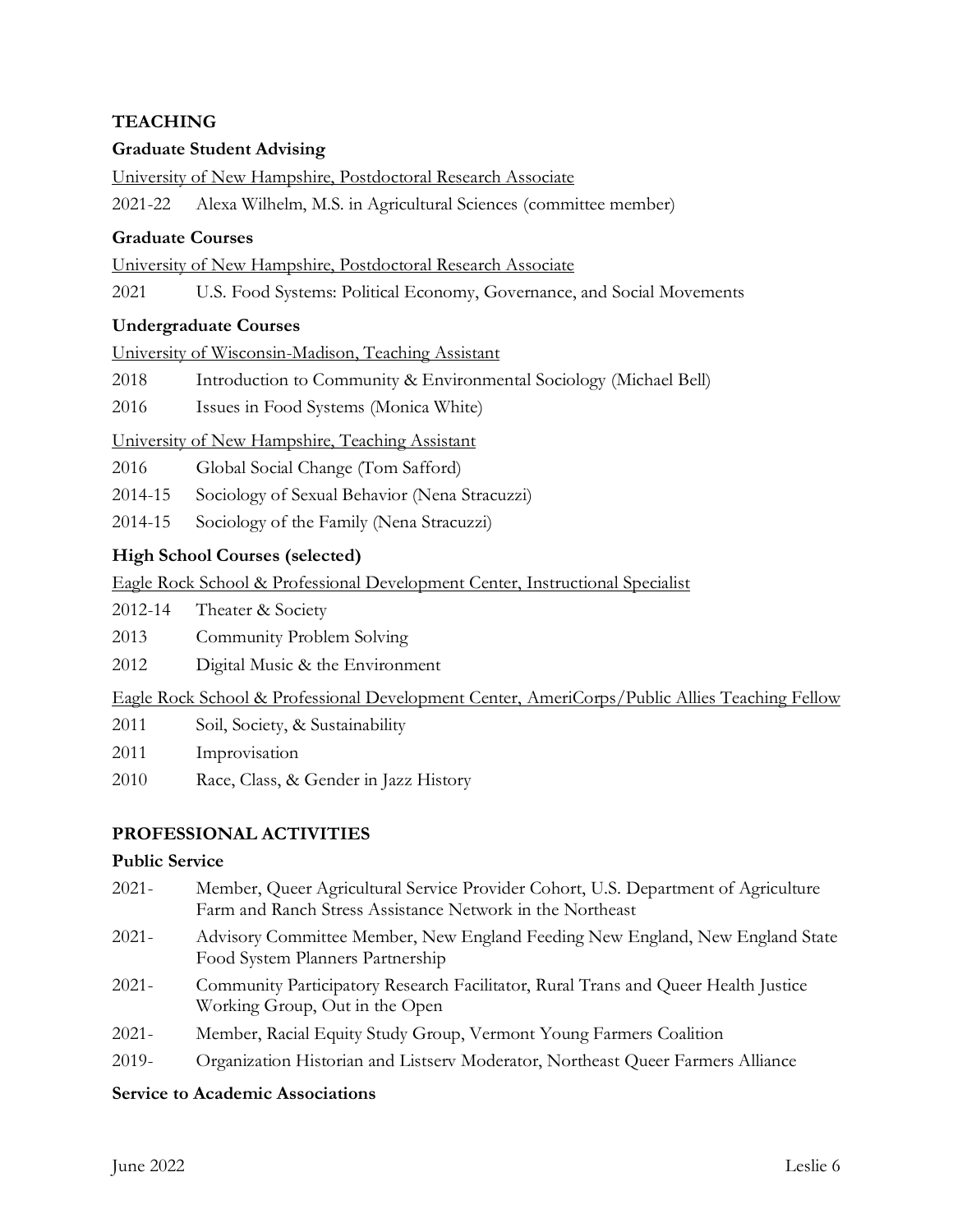## TEACHING

### Graduate Student Advising

University of New Hampshire, Postdoctoral Research Associate

2021-22 Alexa Wilhelm, M.S. in Agricultural Sciences (committee member)

### Graduate Courses

University of New Hampshire, Postdoctoral Research Associate

2021 U.S. Food Systems: Political Economy, Governance, and Social Movements

### Undergraduate Courses

University of Wisconsin-Madison, Teaching Assistant

2018 Introduction to Community & Environmental Sociology (Michael Bell)

2016 Issues in Food Systems (Monica White)

University of New Hampshire, Teaching Assistant

2016 Global Social Change (Tom Safford)

2014-15 Sociology of Sexual Behavior (Nena Stracuzzi)

2014-15 Sociology of the Family (Nena Stracuzzi)

### High School Courses (selected)

Eagle Rock School & Professional Development Center, Instructional Specialist

2012-14 Theater & Society

2013 Community Problem Solving

2012 Digital Music & the Environment

Eagle Rock School & Professional Development Center, AmeriCorps/Public Allies Teaching Fellow

2011 Soil, Society, & Sustainability

2011 Improvisation

2010 Race, Class, & Gender in Jazz History

## PROFESSIONAL ACTIVITIES

### Public Service

2021- Member, Queer Agricultural Service Provider Cohort, U.S. Department of Agriculture Farm and Ranch Stress Assistance Network in the Northeast

2021- Advisory Committee Member, New England Feeding New England, New England State Food System Planners Partnership

2021- Community Participatory Research Facilitator, Rural Trans and Queer Health Justice Working Group, Out in the Open

2021- Member, Racial Equity Study Group, Vermont Young Farmers Coalition

2019- Organization Historian and Listserv Moderator, Northeast Queer Farmers Alliance

### Service to Academic Associations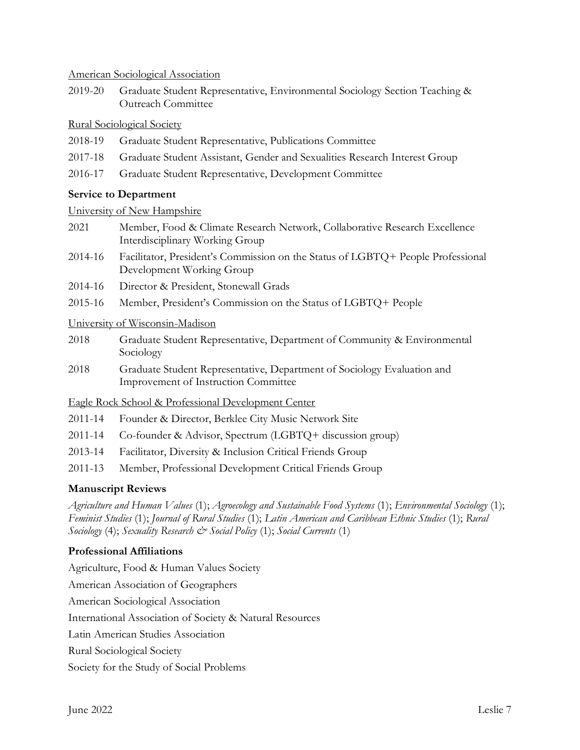American Sociological Association

2019-20 Graduate Student Representative, Environmental Sociology Section Teaching & Outreach Committee

Rural Sociological Society

2018-19 Graduate Student Representative, Publications Committee

2017-18 Graduate Student Assistant, Gender and Sexualities Research Interest Group

2016-17 Graduate Student Representative, Development Committee

### Service to Department

University of New Hampshire

2021 Member, Food & Climate Research Network, Collaborative Research Excellence Interdisciplinary Working Group

2014-16 Facilitator, President's Commission on the Status of LGBTQ+ People Professional Development Working Group

2014-16 Director & President, Stonewall Grads

2015-16 Member, President's Commission on the Status of LGBTQ+ People

University of Wisconsin-Madison

2018 Graduate Student Representative, Department of Community & Environmental Sociology

2018 Graduate Student Representative, Department of Sociology Evaluation and Improvement of Instruction Committee

Eagle Rock School & Professional Development Center

2011-14 Founder & Director, Berklee City Music Network Site

2011-14 Co-founder & Advisor, Spectrum (LGBTQ+ discussion group)

2013-14 Facilitator, Diversity & Inclusion Critical Friends Group

2011-13 Member, Professional Development Critical Friends Group

### Manuscript Reviews

*Agriculture and Human Values* (1); *Agroecology and Sustainable Food Systems* (1); *Environmental Sociology* (1); *Feminist Studies* (1); *Journal of Rural Studies* (1); *Latin American and Caribbean Ethnic Studies* (1); *Rural Sociology* (4); *Sexuality Research & Social Policy* (1); *Social Currents* (1)

### Professional Affiliations

Agriculture, Food & Human Values Society

American Association of Geographers

American Sociological Association

International Association of Society & Natural Resources

Latin American Studies Association

Rural Sociological Society

Society for the Study of Social Problems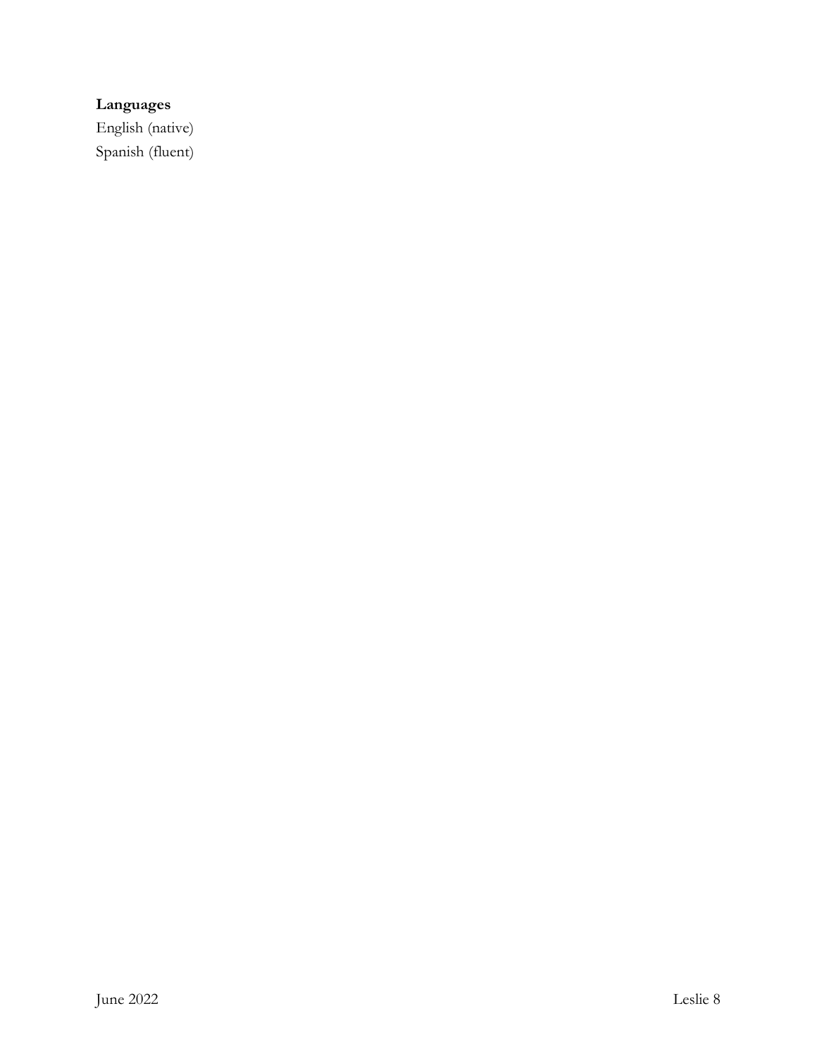**Languages**

English (native)
Spanish (fluent)